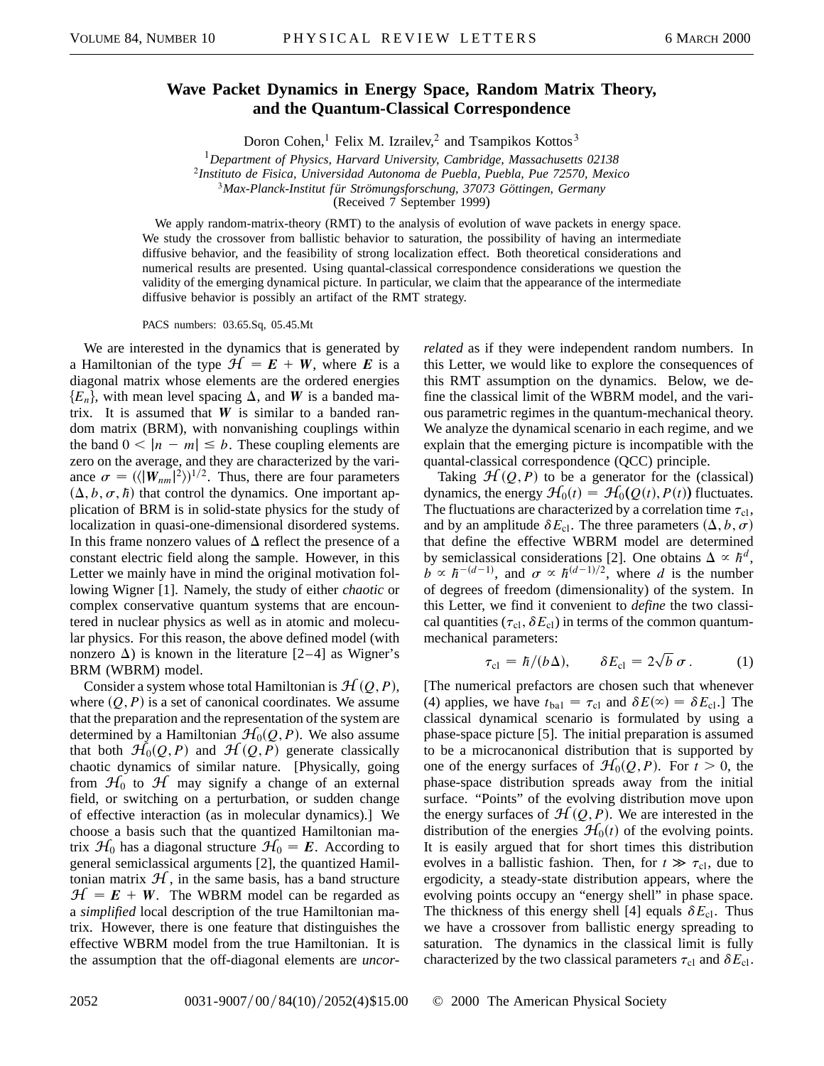# Wave Packet Dynamics in Energy Space, Random Matrix Theory, and the Quantum-Classical Correspondence

Doron Cohen,[1] Felix M. Izrailev,[2] and Tsampikos Kottos[3]

[1]*Department of Physics, Harvard University, Cambridge, Massachusetts 02138*
[2]*Instituto de Fisica, Universidad Autonoma de Puebla, Puebla, Pue 72570, Mexico*
[3]*Max-Planck-Institut für Strömungsforschung, 37073 Göttingen, Germany*
(Received 7 September 1999)

We apply random-matrix-theory (RMT) to the analysis of evolution of wave packets in energy space. We study the crossover from ballistic behavior to saturation, the possibility of having an intermediate diffusive behavior, and the feasibility of strong localization effect. Both theoretical considerations and numerical results are presented. Using quantal-classical correspondence considerations we question the validity of the emerging dynamical picture. In particular, we claim that the appearance of the intermediate diffusive behavior is possibly an artifact of the RMT strategy.

PACS numbers: 03.65.Sq, 05.45.Mt

We are interested in the dynamics that is generated by a Hamiltonian of the type $\mathcal{H} = \boldsymbol{E} + \boldsymbol{W}$, where $\boldsymbol{E}$ is a diagonal matrix whose elements are the ordered energies $\{E_n\}$, with mean level spacing $\Delta$, and $\boldsymbol{W}$ is a banded matrix. It is assumed that $\boldsymbol{W}$ is similar to a banded random matrix (BRM), with nonvanishing couplings within the band $0 < |n - m| \leq b$. These coupling elements are zero on the average, and they are characterized by the variance $\sigma = (\langle |\boldsymbol{W}_{nm}|^2 \rangle)^{1/2}$. Thus, there are four parameters $(\Delta, b, \sigma, \hbar)$ that control the dynamics. One important application of BRM is in solid-state physics for the study of localization in quasi-one-dimensional disordered systems. In this frame nonzero values of $\Delta$ reflect the presence of a constant electric field along the sample. However, in this Letter we mainly have in mind the original motivation following Wigner [1]. Namely, the study of either *chaotic* or complex conservative quantum systems that are encountered in nuclear physics as well as in atomic and molecular physics. For this reason, the above defined model (with nonzero $\Delta$) is known in the literature [2–4] as Wigner's BRM (WBRM) model.

Consider a system whose total Hamiltonian is $\mathcal{H}(Q, P)$, where $(Q, P)$ is a set of canonical coordinates. We assume that the preparation and the representation of the system are determined by a Hamiltonian $\mathcal{H}_0(Q, P)$. We also assume that both $\mathcal{H}_0(Q, P)$ and $\mathcal{H}(Q, P)$ generate classically chaotic dynamics of similar nature. [Physically, going from $\mathcal{H}_0$ to $\mathcal{H}$ may signify a change of an external field, or switching on a perturbation, or sudden change of effective interaction (as in molecular dynamics).] We choose a basis such that the quantized Hamiltonian matrix $\mathcal{H}_0$ has a diagonal structure $\mathcal{H}_0 = \boldsymbol{E}$. According to general semiclassical arguments [2], the quantized Hamiltonian matrix $\mathcal{H}$, in the same basis, has a band structure $\mathcal{H} = \boldsymbol{E} + \boldsymbol{W}$. The WBRM model can be regarded as a *simplified* local description of the true Hamiltonian matrix. However, there is one feature that distinguishes the effective WBRM model from the true Hamiltonian. It is the assumption that the off-diagonal elements are *uncorrelated* as if they were independent random numbers. In this Letter, we would like to explore the consequences of this RMT assumption on the dynamics. Below, we define the classical limit of the WBRM model, and the various parametric regimes in the quantum-mechanical theory. We analyze the dynamical scenario in each regime, and we explain that the emerging picture is incompatible with the quantal-classical correspondence (QCC) principle.

Taking $\mathcal{H}(Q, P)$ to be a generator for the (classical) dynamics, the energy $\mathcal{H}_0(t) = \mathcal{H}_0(Q(t), P(t))$ fluctuates. The fluctuations are characterized by a correlation time $\tau_{\text{cl}}$, and by an amplitude $\delta E_{\text{cl}}$. The three parameters $(\Delta, b, \sigma)$ that define the effective WBRM model are determined by semiclassical considerations [2]. One obtains $\Delta \propto \hbar^d$, $b \propto \hbar^{-(d-1)}$, and $\sigma \propto \hbar^{(d-1)/2}$, where $d$ is the number of degrees of freedom (dimensionality) of the system. In this Letter, we find it convenient to *define* the two classical quantities $(\tau_{\text{cl}}, \delta E_{\text{cl}})$ in terms of the common quantum-mechanical parameters:

$$\tau_{\text{cl}} = \hbar/(b\Delta), \qquad \delta E_{\text{cl}} = 2\sqrt{b}\,\sigma\,. \tag{1}$$

[The numerical prefactors are chosen such that whenever (4) applies, we have $t_{\text{bal}} = \tau_{\text{cl}}$ and $\delta E(\infty) = \delta E_{\text{cl}}$.] The classical dynamical scenario is formulated by using a phase-space picture [5]. The initial preparation is assumed to be a microcanonical distribution that is supported by one of the energy surfaces of $\mathcal{H}_0(Q, P)$. For $t > 0$, the phase-space distribution spreads away from the initial surface. "Points" of the evolving distribution move upon the energy surfaces of $\mathcal{H}(Q, P)$. We are interested in the distribution of the energies $\mathcal{H}_0(t)$ of the evolving points. It is easily argued that for short times this distribution evolves in a ballistic fashion. Then, for $t \gg \tau_{\text{cl}}$, due to ergodicity, a steady-state distribution appears, where the evolving points occupy an "energy shell" in phase space. The thickness of this energy shell [4] equals $\delta E_{\text{cl}}$. Thus we have a crossover from ballistic energy spreading to saturation. The dynamics in the classical limit is fully characterized by the two classical parameters $\tau_{\text{cl}}$ and $\delta E_{\text{cl}}$.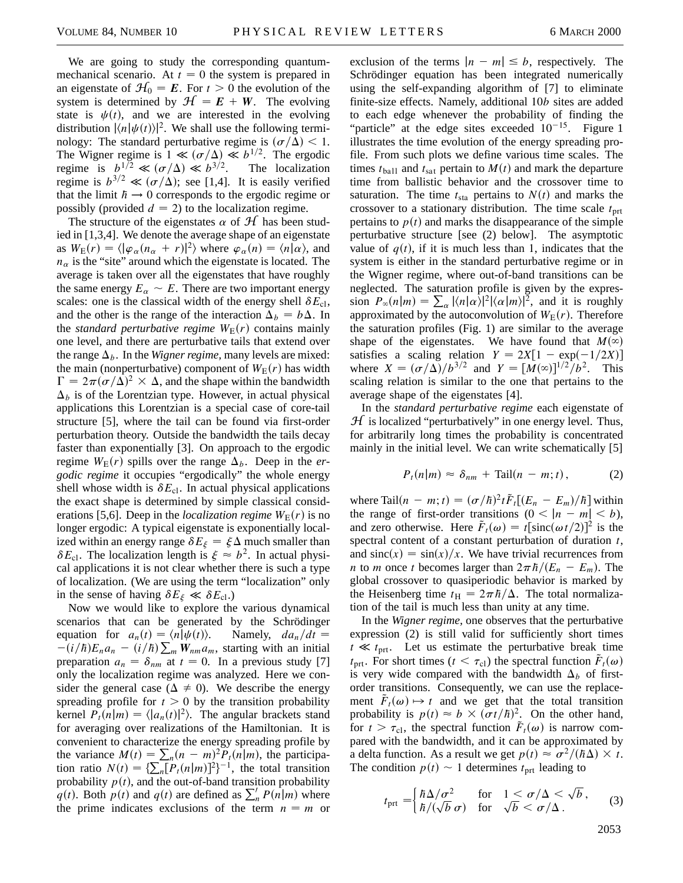We are going to study the corresponding quantum-mechanical scenario. At $t = 0$ the system is prepared in an eigenstate of $\mathcal{H}_0 = \boldsymbol{E}$. For $t > 0$ the evolution of the system is determined by $\mathcal{H} = \boldsymbol{E} + \boldsymbol{W}$. The evolving state is $\psi(t)$, and we are interested in the evolving distribution $|\langle n|\psi(t)\rangle|^2$. We shall use the following terminology: The standard perturbative regime is $(\sigma/\Delta) < 1$. The Wigner regime is $1 \ll (\sigma/\Delta) \ll b^{1/2}$. The ergodic regime is $b^{1/2} \ll (\sigma/\Delta) \ll b^{3/2}$. The localization regime is $b^{3/2} \ll (\sigma/\Delta)$; see [1,4]. It is easily verified that the limit $\hbar \to 0$ corresponds to the ergodic regime or possibly (provided $d = 2$) to the localization regime.

The structure of the eigenstates $\alpha$ of $\mathcal{H}$ has been studied in [1,3,4]. We denote the average shape of an eigenstate as $W_{\rm E}(r) = \langle |\varphi_\alpha(n_\alpha + r)|^2\rangle$ where $\varphi_\alpha(n) = \langle n|\alpha\rangle$, and $n_\alpha$ is the "site" around which the eigenstate is located. The average is taken over all the eigenstates that have roughly the same energy $E_\alpha \sim E$. There are two important energy scales: one is the classical width of the energy shell $\delta E_{\rm cl}$, and the other is the range of the interaction $\Delta_b = b\Delta$. In the *standard perturbative regime* $W_{\rm E}(r)$ contains mainly one level, and there are perturbative tails that extend over the range $\Delta_b$. In the *Wigner regime*, many levels are mixed: the main (nonperturbative) component of $W_{\rm E}(r)$ has width $\Gamma = 2\pi(\sigma/\Delta)^2 \times \Delta$, and the shape within the bandwidth $\Delta_b$ is of the Lorentzian type. However, in actual physical applications this Lorentzian is a special case of core-tail structure [5], where the tail can be found via first-order perturbation theory. Outside the bandwidth the tails decay faster than exponentially [3]. On approach to the ergodic regime $W_{\rm E}(r)$ spills over the range $\Delta_b$. Deep in the *ergodic regime* it occupies "ergodically" the whole energy shell whose width is $\delta E_{\rm cl}$. In actual physical applications the exact shape is determined by simple classical considerations [5,6]. Deep in the *localization regime* $W_{\rm E}(r)$ is no longer ergodic: A typical eigenstate is exponentially localized within an energy range $\delta E_\xi = \xi\Delta$ much smaller than $\delta E_{\rm cl}$. The localization length is $\xi \approx b^2$. In actual physical applications it is not clear whether there is such a type of localization. (We are using the term "localization" only in the sense of having $\delta E_\xi \ll \delta E_{\rm cl}$.)

Now we would like to explore the various dynamical scenarios that can be generated by the Schrödinger equation for $a_n(t) = \langle n|\psi(t)\rangle$. Namely, $da_n/dt = -(i/\hbar)E_n a_n - (i/\hbar)\sum_m \boldsymbol{W}_{nm} a_m$, starting with an initial preparation $a_n = \delta_{nm}$ at $t = 0$. In a previous study [7] only the localization regime was analyzed. Here we consider the general case ($\Delta \neq 0$). We describe the energy spreading profile for $t > 0$ by the transition probability kernel $P_t(n|m) = \langle |a_n(t)|^2\rangle$. The angular brackets stand for averaging over realizations of the Hamiltonian. It is convenient to characterize the energy spreading profile by the variance $M(t) = \sum_n (n - m)^2 P_t(n|m)$, the participation ratio $N(t) = \{\sum_n [P_t(n|m)]^2\}^{-1}$, the total transition probability $p(t)$, and the out-of-band transition probability $q(t)$. Both $p(t)$ and $q(t)$ are defined as $\sum_n' P(n|m)$ where the prime indicates exclusions of the term $n = m$ or exclusion of the terms $|n - m| \le b$, respectively. The Schrödinger equation has been integrated numerically using the self-expanding algorithm of [7] to eliminate finite-size effects. Namely, additional $10b$ sites are added to each edge whenever the probability of finding the "particle" at the edge sites exceeded $10^{-15}$. Figure 1 illustrates the time evolution of the energy spreading profile. From such plots we define various time scales. The times $t_{\rm ball}$ and $t_{\rm sat}$ pertain to $M(t)$ and mark the departure time from ballistic behavior and the crossover time to saturation. The time $t_{\rm sta}$ pertains to $N(t)$ and marks the crossover to a stationary distribution. The time scale $t_{\rm prt}$ pertains to $p(t)$ and marks the disappearance of the simple perturbative structure [see (2) below]. The asymptotic value of $q(t)$, if it is much less than 1, indicates that the system is either in the standard perturbative regime or in the Wigner regime, where out-of-band transitions can be neglected. The saturation profile is given by the expression $P_\infty(n|m) = \sum_\alpha |\langle n|\alpha\rangle|^2 |\langle\alpha|m\rangle|^2$, and it is roughly approximated by the autoconvolution of $W_{\rm E}(r)$. Therefore the saturation profiles (Fig. 1) are similar to the average shape of the eigenstates. We have found that $M(\infty)$ satisfies a scaling relation $Y = 2X[1 - \exp(-1/2X)]$ where $X = (\sigma/\Delta)/b^{3/2}$ and $Y = [M(\infty)]^{1/2}/b^2$. This scaling relation is similar to the one that pertains to the average shape of the eigenstates [4].

In the *standard perturbative regime* each eigenstate of $\mathcal{H}$ is localized "perturbatively" in one energy level. Thus, for arbitrarily long times the probability is concentrated mainly in the initial level. We can write schematically [5]

$$P_t(n|m) \approx \delta_{nm} + \mathrm{Tail}(n - m; t), \tag{2}$$

where $\mathrm{Tail}(n - m; t) = (\sigma/\hbar)^2 t\tilde{F}_t[(E_n - E_m)/\hbar]$ within the range of first-order transitions ($0 < |n - m| < b$), and zero otherwise. Here $\tilde{F}_t(\omega) = t[\mathrm{sinc}(\omega t/2)]^2$ is the spectral content of a constant perturbation of duration $t$, and $\mathrm{sinc}(x) = \sin(x)/x$. We have trivial recurrences from $n$ to $m$ once $t$ becomes larger than $2\pi\hbar/(E_n - E_m)$. The global crossover to quasiperiodic behavior is marked by the Heisenberg time $t_{\rm H} = 2\pi\hbar/\Delta$. The total normalization of the tail is much less than unity at any time.

In the *Wigner regime*, one observes that the perturbative expression (2) is still valid for sufficiently short times $t \ll t_{\rm prt}$. Let us estimate the perturbative break time $t_{\rm prt}$. For short times ($t < \tau_{\rm cl}$) the spectral function $\tilde{F}_t(\omega)$ is very wide compared with the bandwidth $\Delta_b$ of first-order transitions. Consequently, we can use the replacement $\tilde{F}_t(\omega) \mapsto t$ and we get that the total transition probability is $p(t) \approx b \times (\sigma t/\hbar)^2$. On the other hand, for $t > \tau_{\rm cl}$, the spectral function $\tilde{F}_t(\omega)$ is narrow compared with the bandwidth, and it can be approximated by a delta function. As a result we get $p(t) \approx \sigma^2/(\hbar\Delta) \times t$. The condition $p(t) \sim 1$ determines $t_{\rm prt}$ leading to

$$t_{\rm prt} = \begin{cases} \hbar\Delta/\sigma^2 & \text{for} \quad 1 < \sigma/\Delta < \sqrt{b}\,, \\ \hbar/(\sqrt{b}\,\sigma) & \text{for} \quad \sqrt{b} < \sigma/\Delta\,. \end{cases} \tag{3}$$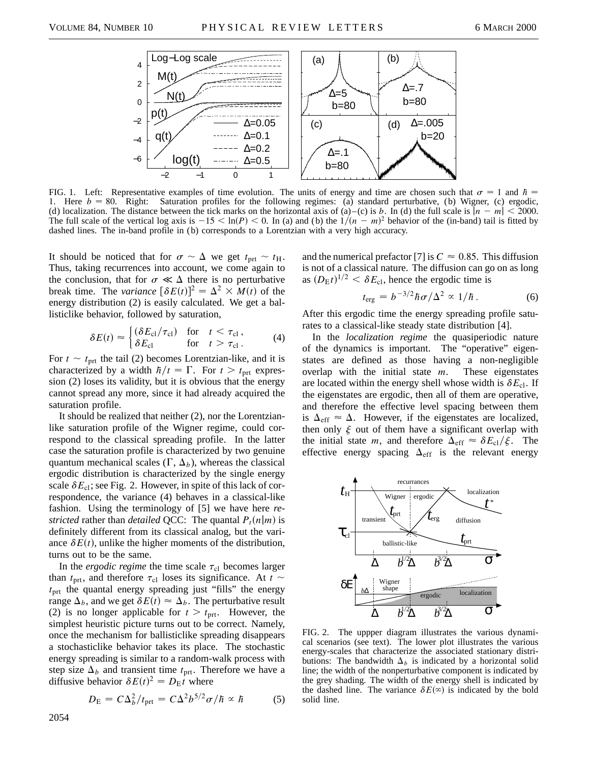FIG. 1. Left: Representative examples of time evolution. The units of energy and time are chosen such that $\sigma = 1$ and $\hbar = 1$. Here $b = 80$. Right: Saturation profiles for the following regimes: (a) standard perturbative, (b) Wigner, (c) ergodic, (d) localization. The distance between the tick marks on the horizontal axis of (a)–(c) is $b$. In (d) the full scale is $|n - m| < 2000$. The full scale of the vertical log axis is $-15 < \ln(P) < 0$. In (a) and (b) the $1/(n-m)^2$ behavior of the (in-band) tail is fitted by dashed lines. The in-band profile in (b) corresponds to a Lorentzian with a very high accuracy.

It should be noticed that for $\sigma \sim \Delta$ we get $t_{\rm prt} \sim t_{\rm H}$. Thus, taking recurrences into account, we come again to the conclusion, that for $\sigma \ll \Delta$ there is no perturbative break time. The *variance* $[\delta E(t)]^2 = \Delta^2 \times M(t)$ of the energy distribution (2) is easily calculated. We get a ballisticlike behavior, followed by saturation,

$$\delta E(t) \approx \begin{cases} (\delta E_{\rm cl}/\tau_{\rm cl}) & \text{for} \quad t < \tau_{\rm cl}\,, \\ \delta E_{\rm cl} & \text{for} \quad t > \tau_{\rm cl}\,. \end{cases} \tag{4}$$

For $t \sim t_{\rm prt}$ the tail (2) becomes Lorentzian-like, and it is characterized by a width $\hbar/t = \Gamma$. For $t > t_{\rm prt}$ expression (2) loses its validity, but it is obvious that the energy cannot spread any more, since it had already acquired the saturation profile.

It should be realized that neither (2), nor the Lorentzian-like saturation profile of the Wigner regime, could correspond to the classical spreading profile. In the latter case the saturation profile is characterized by two genuine quantum mechanical scales ($\Gamma$, $\Delta_b$), whereas the classical ergodic distribution is characterized by the single energy scale $\delta E_{\rm cl}$; see Fig. 2. However, in spite of this lack of correspondence, the variance (4) behaves in a classical-like fashion. Using the terminology of [5] we have here *restricted* rather than *detailed* QCC: The quantal $P_t(n|m)$ is definitely different from its classical analog, but the variance $\delta E(t)$, unlike the higher moments of the distribution, turns out to be the same.

In the *ergodic regime* the time scale $\tau_{\rm cl}$ becomes larger than $t_{\rm prt}$, and therefore $\tau_{\rm cl}$ loses its significance. At $t \sim t_{\rm prt}$ the quantal energy spreading just "fills" the energy range $\Delta_b$, and we get $\delta E(t) \approx \Delta_b$. The perturbative result (2) is no longer applicable for $t > t_{\rm prt}$. However, the simplest heuristic picture turns out to be correct. Namely, once the mechanism for ballisticlike spreading disappears a stochasticlike behavior takes its place. The stochastic energy spreading is similar to a random-walk process with step size $\Delta_b$ and transient time $t_{\rm prt}$. Therefore we have a diffusive behavior $\delta E(t)^2 = D_{\rm E} t$ where

$$D_{\rm E} = C\Delta_b^2/t_{\rm prt} = C\Delta^2 b^{5/2}\sigma/\hbar \propto \hbar \tag{5}$$

and the numerical prefactor [7] is $C \approx 0.85$. This diffusion is not of a classical nature. The diffusion can go on as long as $(D_{\rm E} t)^{1/2} < \delta E_{\rm cl}$, hence the ergodic time is

$$t_{\rm erg} = b^{-3/2}\hbar\sigma/\Delta^2 \propto 1/\hbar\,. \tag{6}$$

After this ergodic time the energy spreading profile saturates to a classical-like steady state distribution [4].

In the *localization regime* the quasiperiodic nature of the dynamics is important. The "operative" eigenstates are defined as those having a non-negligible overlap with the initial state $m$. These eigenstates are located within the energy shell whose width is $\delta E_{\rm cl}$. If the eigenstates are ergodic, then all of them are operative, and therefore the effective level spacing between them is $\Delta_{\rm eff} \approx \Delta$. However, if the eigenstates are localized, then only $\xi$ out of them have a significant overlap with the initial state $m$, and therefore $\Delta_{\rm eff} \approx \delta E_{\rm cl}/\xi$. The effective energy spacing $\Delta_{\rm eff}$ is the relevant energy

FIG. 2. The uppper diagram illustrates the various dynamical scenarios (see text). The lower plot illustrates the various energy-scales that characterize the associated stationary distributions: The bandwidth $\Delta_b$ is indicated by a horizontal solid line; the width of the nonperturbative component is indicated by the grey shading. The width of the energy shell is indicated by the dashed line. The variance $\delta E(\infty)$ is indicated by the bold solid line.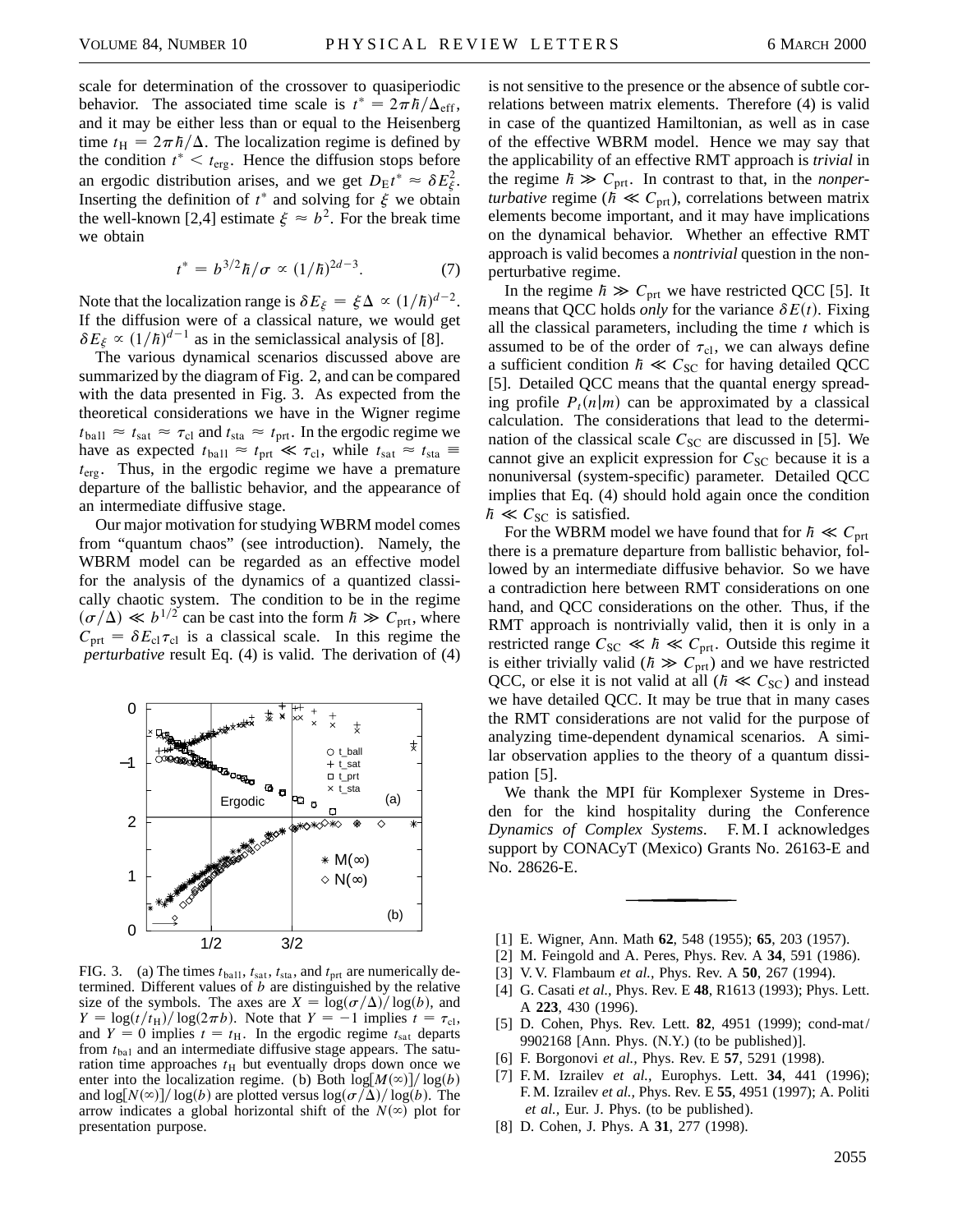scale for determination of the crossover to quasiperiodic behavior. The associated time scale is $t^* = 2\pi\hbar/\Delta_{\text{eff}}$, and it may be either less than or equal to the Heisenberg time $t_{\text{H}} = 2\pi\hbar/\Delta$. The localization regime is defined by the condition $t^* < t_{\text{erg}}$. Hence the diffusion stops before an ergodic distribution arises, and we get $D_{\text{E}} t^* \approx \delta E_\xi^2$. Inserting the definition of $t^*$ and solving for $\xi$ we obtain the well-known [2,4] estimate $\xi \approx b^2$. For the break time we obtain

$$t^* = b^{3/2}\hbar/\sigma \propto (1/\hbar)^{2d-3}. \tag{7}$$

Note that the localization range is $\delta E_\xi = \xi\Delta \propto (1/\hbar)^{d-2}$. If the diffusion were of a classical nature, we would get $\delta E_\xi \propto (1/\hbar)^{d-1}$ as in the semiclassical analysis of [8].

The various dynamical scenarios discussed above are summarized by the diagram of Fig. 2, and can be compared with the data presented in Fig. 3. As expected from the theoretical considerations we have in the Wigner regime $t_{\text{ball}} \approx t_{\text{sat}} \approx \tau_{\text{cl}}$ and $t_{\text{sta}} \approx t_{\text{prt}}$. In the ergodic regime we have as expected $t_{\text{ball}} \approx t_{\text{prt}} \ll \tau_{\text{cl}}$, while $t_{\text{sat}} \approx t_{\text{sta}} \equiv t_{\text{erg}}$. Thus, in the ergodic regime we have a premature departure of the ballistic behavior, and the appearance of an intermediate diffusive stage.

Our major motivation for studying WBRM model comes from "quantum chaos" (see introduction). Namely, the WBRM model can be regarded as an effective model for the analysis of the dynamics of a quantized classically chaotic system. The condition to be in the regime $(\sigma/\Delta) \ll b^{1/2}$ can be cast into the form $\hbar \gg C_{\text{prt}}$, where $C_{\text{prt}} = \delta E_{\text{cl}}\tau_{\text{cl}}$ is a classical scale. In this regime the *perturbative* result Eq. (4) is valid. The derivation of (4) is not sensitive to the presence or the absence of subtle correlations between matrix elements. Therefore (4) is valid in case of the quantized Hamiltonian, as well as in case of the effective WBRM model. Hence we may say that the applicability of an effective RMT approach is *trivial* in the regime $\hbar \gg C_{\text{prt}}$. In contrast to that, in the *nonperturbative* regime ($\hbar \ll C_{\text{prt}}$), correlations between matrix elements become important, and it may have implications on the dynamical behavior. Whether an effective RMT approach is valid becomes a *nontrivial* question in the nonperturbative regime.

0
–1
Ergodic
(a)
○ t_ball
+ t_sat
□ t_prt
× t_sta
2
1
0
∗ M(∞)
◇ N(∞)
(b)
1/2
3/2

FIG. 3. (a) The times $t_{\text{ball}}$, $t_{\text{sat}}$, $t_{\text{sta}}$, and $t_{\text{prt}}$ are numerically determined. Different values of $b$ are distinguished by the relative size of the symbols. The axes are $X = \log(\sigma/\Delta)/\log(b)$, and $Y = \log(t/t_{\text{H}})/\log(2\pi b)$. Note that $Y = -1$ implies $t = \tau_{\text{cl}}$, and $Y = 0$ implies $t = t_{\text{H}}$. In the ergodic regime $t_{\text{sat}}$ departs from $t_{\text{bal}}$ and an intermediate diffusive stage appears. The saturation time approaches $t_{\text{H}}$ but eventually drops down once we enter into the localization regime. (b) Both $\log[M(\infty)]/\log(b)$ and $\log[N(\infty)]/\log(b)$ are plotted versus $\log(\sigma/\Delta)/\log(b)$. The arrow indicates a global horizontal shift of the $N(\infty)$ plot for presentation purpose.

In the regime $\hbar \gg C_{\text{prt}}$ we have restricted QCC [5]. It means that QCC holds *only* for the variance $\delta E(t)$. Fixing all the classical parameters, including the time $t$ which is assumed to be of the order of $\tau_{\text{cl}}$, we can always define a sufficient condition $\hbar \ll C_{\text{SC}}$ for having detailed QCC [5]. Detailed QCC means that the quantal energy spreading profile $P_t(n|m)$ can be approximated by a classical calculation. The considerations that lead to the determination of the classical scale $C_{\text{SC}}$ are discussed in [5]. We cannot give an explicit expression for $C_{\text{SC}}$ because it is a nonuniversal (system-specific) parameter. Detailed QCC implies that Eq. (4) should hold again once the condition $\hbar \ll C_{\text{SC}}$ is satisfied.

For the WBRM model we have found that for $\hbar \ll C_{\text{prt}}$ there is a premature departure from ballistic behavior, followed by an intermediate diffusive behavior. So we have a contradiction here between RMT considerations on one hand, and QCC considerations on the other. Thus, if the RMT approach is nontrivially valid, then it is only in a restricted range $C_{\text{SC}} \ll \hbar \ll C_{\text{prt}}$. Outside this regime it is either trivially valid ($\hbar \gg C_{\text{prt}}$) and we have restricted QCC, or else it is not valid at all ($\hbar \ll C_{\text{SC}}$) and instead we have detailed QCC. It may be true that in many cases the RMT considerations are not valid for the purpose of analyzing time-dependent dynamical scenarios. A similar observation applies to the theory of a quantum dissipation [5].

We thank the MPI für Komplexer Systeme in Dresden for the kind hospitality during the Conference *Dynamics of Complex Systems*. F. M. I acknowledges support by CONACyT (Mexico) Grants No. 26163-E and No. 28626-E.

---

[1] E. Wigner, Ann. Math **62**, 548 (1955); **65**, 203 (1957).
[2] M. Feingold and A. Peres, Phys. Rev. A **34**, 591 (1986).
[3] V. V. Flambaum *et al.*, Phys. Rev. A **50**, 267 (1994).
[4] G. Casati *et al.*, Phys. Rev. E **48**, R1613 (1993); Phys. Lett. A **223**, 430 (1996).
[5] D. Cohen, Phys. Rev. Lett. **82**, 4951 (1999); cond-mat/9902168 [Ann. Phys. (N.Y.) (to be published)].
[6] F. Borgonovi *et al.*, Phys. Rev. E **57**, 5291 (1998).
[7] F. M. Izrailev *et al.*, Europhys. Lett. **34**, 441 (1996); F. M. Izrailev *et al.*, Phys. Rev. E **55**, 4951 (1997); A. Politi *et al.*, Eur. J. Phys. (to be published).
[8] D. Cohen, J. Phys. A **31**, 277 (1998).